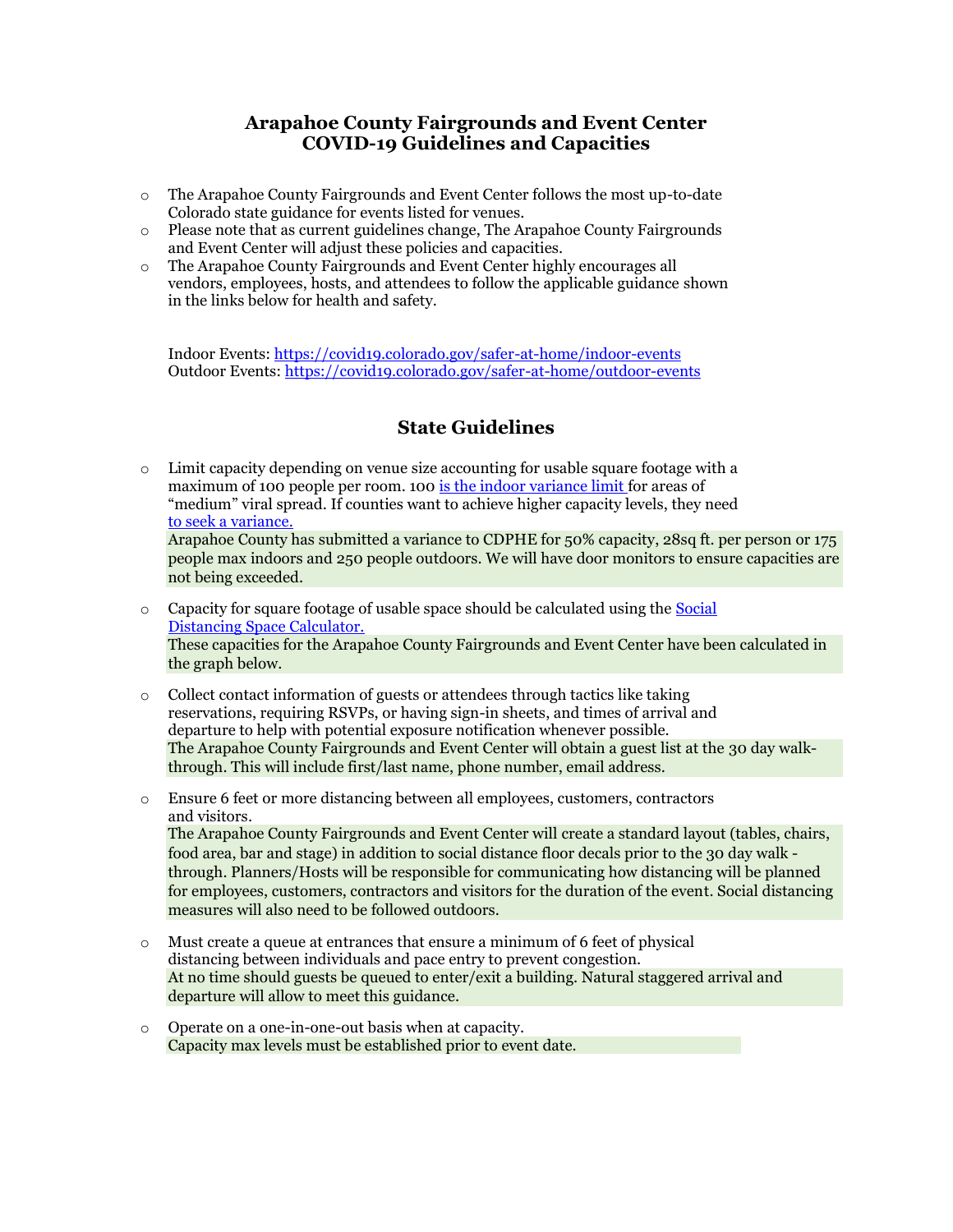# Arapahoe County Fairgrounds and Event Center
# COVID-19 Guidelines and Capacities

- The Arapahoe County Fairgrounds and Event Center follows the most up-to-date Colorado state guidance for events listed for venues.
- Please note that as current guidelines change, The Arapahoe County Fairgrounds and Event Center will adjust these policies and capacities.
- The Arapahoe County Fairgrounds and Event Center highly encourages all vendors, employees, hosts, and attendees to follow the applicable guidance shown in the links below for health and safety.

Indoor Events: https://covid19.colorado.gov/safer-at-home/indoor-events
Outdoor Events: https://covid19.colorado.gov/safer-at-home/outdoor-events

## State Guidelines

- Limit capacity depending on venue size accounting for usable square footage with a maximum of 100 people per room. 100 is the indoor variance limit for areas of "medium" viral spread. If counties want to achieve higher capacity levels, they need to seek a variance.
  Arapahoe County has submitted a variance to CDPHE for 50% capacity, 28sq ft. per person or 175 people max indoors and 250 people outdoors. We will have door monitors to ensure capacities are not being exceeded.

- Capacity for square footage of usable space should be calculated using the Social Distancing Space Calculator.
  These capacities for the Arapahoe County Fairgrounds and Event Center have been calculated in the graph below.

- Collect contact information of guests or attendees through tactics like taking reservations, requiring RSVPs, or having sign-in sheets, and times of arrival and departure to help with potential exposure notification whenever possible.
  The Arapahoe County Fairgrounds and Event Center will obtain a guest list at the 30 day walk-through. This will include first/last name, phone number, email address.

- Ensure 6 feet or more distancing between all employees, customers, contractors and visitors.
  The Arapahoe County Fairgrounds and Event Center will create a standard layout (tables, chairs, food area, bar and stage) in addition to social distance floor decals prior to the 30 day walk - through. Planners/Hosts will be responsible for communicating how distancing will be planned for employees, customers, contractors and visitors for the duration of the event. Social distancing measures will also need to be followed outdoors.

- Must create a queue at entrances that ensure a minimum of 6 feet of physical distancing between individuals and pace entry to prevent congestion.
  At no time should guests be queued to enter/exit a building. Natural staggered arrival and departure will allow to meet this guidance.

- Operate on a one-in-one-out basis when at capacity.
  Capacity max levels must be established prior to event date.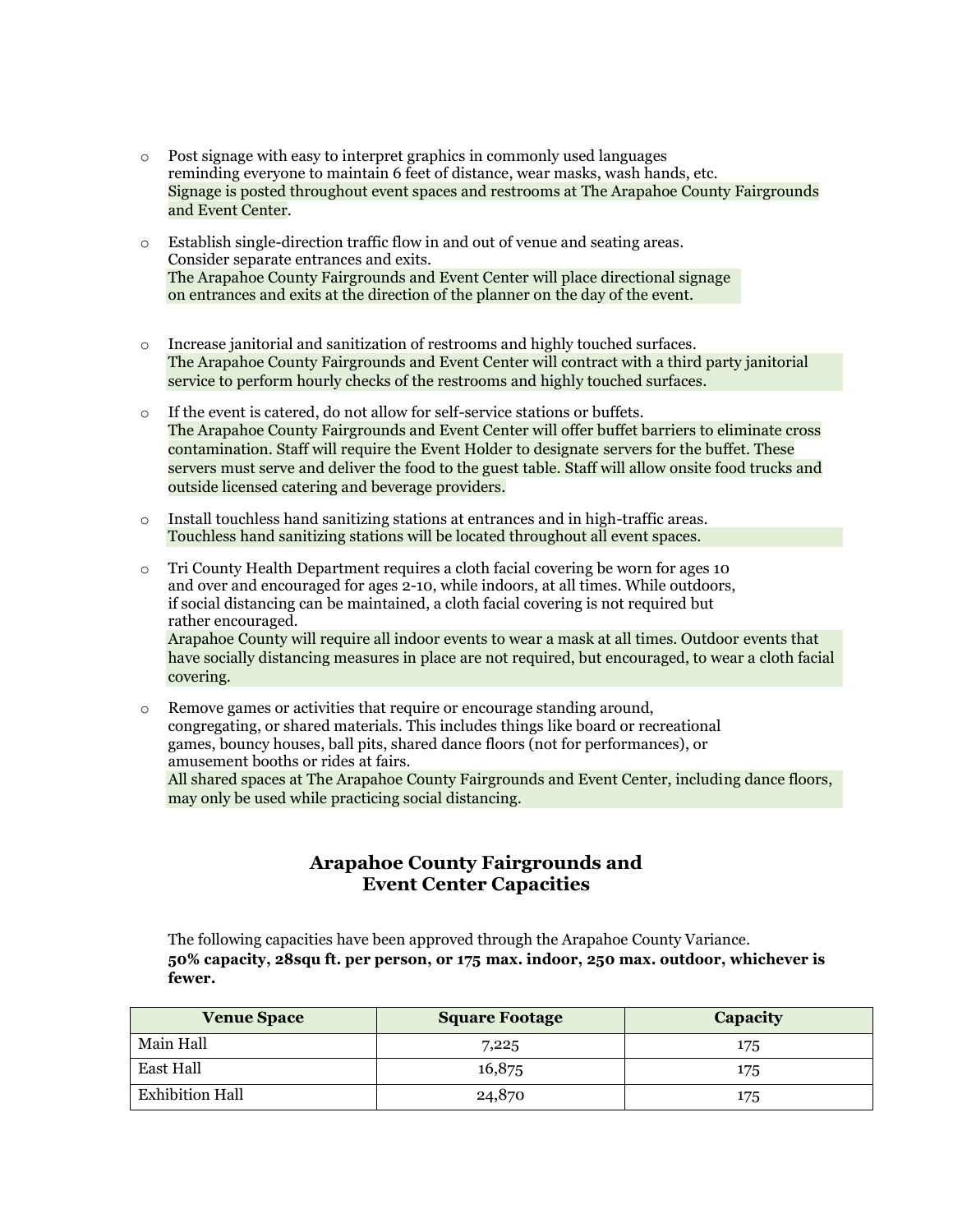- Post signage with easy to interpret graphics in commonly used languages reminding everyone to maintain 6 feet of distance, wear masks, wash hands, etc.
  Signage is posted throughout event spaces and restrooms at The Arapahoe County Fairgrounds and Event Center.

- Establish single-direction traffic flow in and out of venue and seating areas. Consider separate entrances and exits.
  The Arapahoe County Fairgrounds and Event Center will place directional signage on entrances and exits at the direction of the planner on the day of the event.

- Increase janitorial and sanitization of restrooms and highly touched surfaces.
  The Arapahoe County Fairgrounds and Event Center will contract with a third party janitorial service to perform hourly checks of the restrooms and highly touched surfaces.

- If the event is catered, do not allow for self-service stations or buffets.
  The Arapahoe County Fairgrounds and Event Center will offer buffet barriers to eliminate cross contamination. Staff will require the Event Holder to designate servers for the buffet. These servers must serve and deliver the food to the guest table. Staff will allow onsite food trucks and outside licensed catering and beverage providers.

- Install touchless hand sanitizing stations at entrances and in high-traffic areas.
  Touchless hand sanitizing stations will be located throughout all event spaces.

- Tri County Health Department requires a cloth facial covering be worn for ages 10 and over and encouraged for ages 2-10, while indoors, at all times. While outdoors, if social distancing can be maintained, a cloth facial covering is not required but rather encouraged.
  Arapahoe County will require all indoor events to wear a mask at all times. Outdoor events that have socially distancing measures in place are not required, but encouraged, to wear a cloth facial covering.

- Remove games or activities that require or encourage standing around, congregating, or shared materials. This includes things like board or recreational games, bouncy houses, ball pits, shared dance floors (not for performances), or amusement booths or rides at fairs.
  All shared spaces at The Arapahoe County Fairgrounds and Event Center, including dance floors, may only be used while practicing social distancing.

## Arapahoe County Fairgrounds and Event Center Capacities

The following capacities have been approved through the Arapahoe County Variance.
**50% capacity, 28squ ft. per person, or 175 max. indoor, 250 max. outdoor, whichever is fewer.**

| Venue Space | Square Footage | Capacity |
|---|---|---|
| Main Hall | 7,225 | 175 |
| East Hall | 16,875 | 175 |
| Exhibition Hall | 24,870 | 175 |